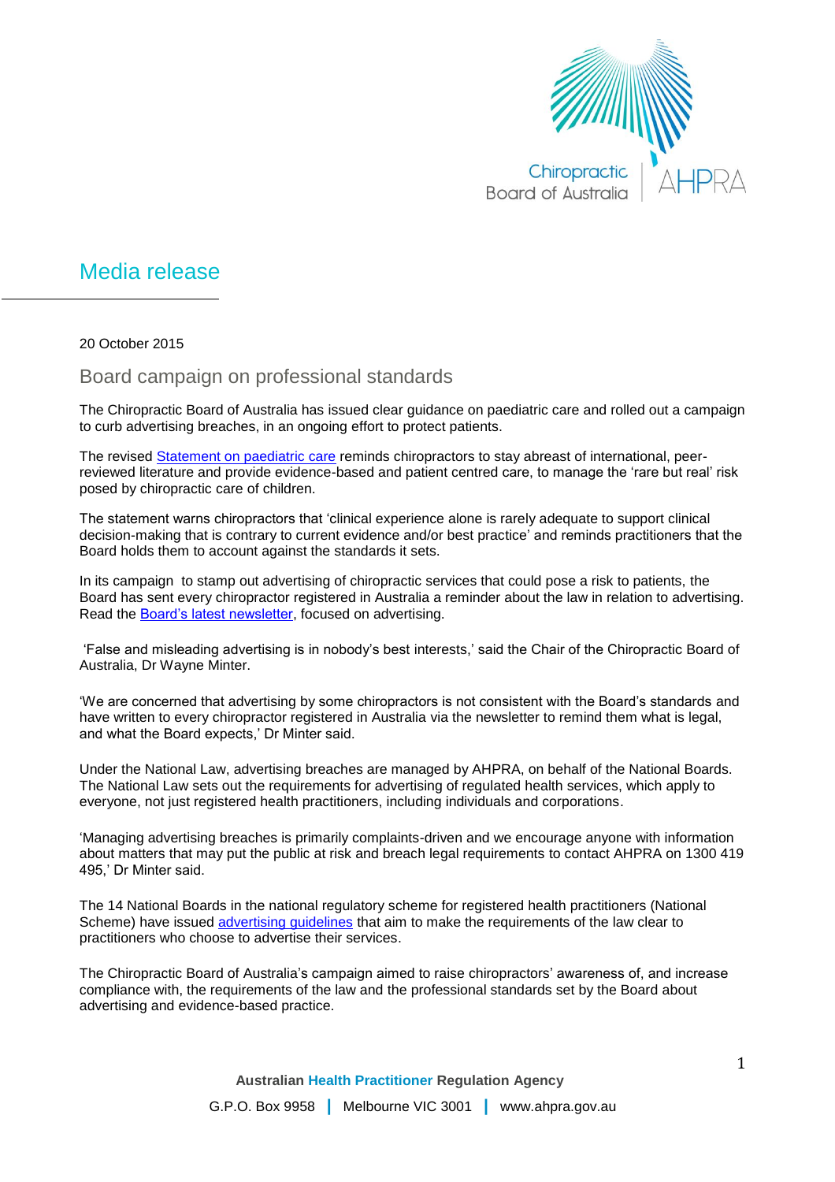# Media release

20 October 2015

## Board campaign on professional standards

The Chiropractic Board of Australia has issued clear guidance on paediatric care and rolled out a campaign to curb advertising breaches, in an ongoing effort to protect patients.

The revised Statement on paediatric care reminds chiropractors to stay abreast of international, peer-reviewed literature and provide evidence-based and patient centred care, to manage the 'rare but real' risk posed by chiropractic care of children.

The statement warns chiropractors that 'clinical experience alone is rarely adequate to support clinical decision-making that is contrary to current evidence and/or best practice' and reminds practitioners that the Board holds them to account against the standards it sets.

In its campaign to stamp out advertising of chiropractic services that could pose a risk to patients, the Board has sent every chiropractor registered in Australia a reminder about the law in relation to advertising. Read the Board's latest newsletter, focused on advertising.

'False and misleading advertising is in nobody's best interests,' said the Chair of the Chiropractic Board of Australia, Dr Wayne Minter.

'We are concerned that advertising by some chiropractors is not consistent with the Board's standards and have written to every chiropractor registered in Australia via the newsletter to remind them what is legal, and what the Board expects,' Dr Minter said.

Under the National Law, advertising breaches are managed by AHPRA, on behalf of the National Boards. The National Law sets out the requirements for advertising of regulated health services, which apply to everyone, not just registered health practitioners, including individuals and corporations.

'Managing advertising breaches is primarily complaints-driven and we encourage anyone with information about matters that may put the public at risk and breach legal requirements to contact AHPRA on 1300 419 495,' Dr Minter said.

The 14 National Boards in the national regulatory scheme for registered health practitioners (National Scheme) have issued advertising guidelines that aim to make the requirements of the law clear to practitioners who choose to advertise their services.

The Chiropractic Board of Australia's campaign aimed to raise chiropractors' awareness of, and increase compliance with, the requirements of the law and the professional standards set by the Board about advertising and evidence-based practice.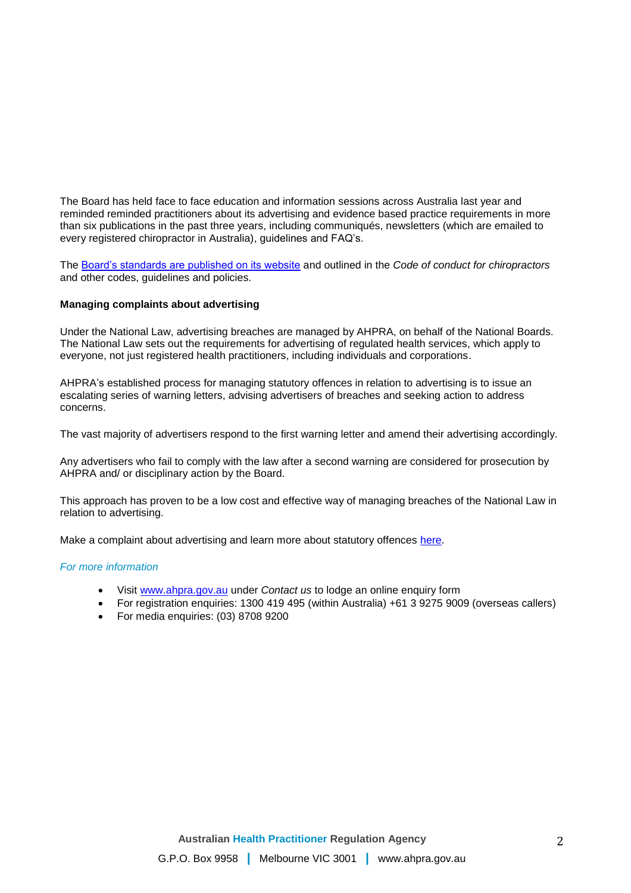The Board has held face to face education and information sessions across Australia last year and reminded reminded practitioners about its advertising and evidence based practice requirements in more than six publications in the past three years, including communiqués, newsletters (which are emailed to every registered chiropractor in Australia), guidelines and FAQ's.

The Board's standards are published on its website and outlined in the *Code of conduct for chiropractors* and other codes, guidelines and policies.

**Managing complaints about advertising**

Under the National Law, advertising breaches are managed by AHPRA, on behalf of the National Boards. The National Law sets out the requirements for advertising of regulated health services, which apply to everyone, not just registered health practitioners, including individuals and corporations.

AHPRA's established process for managing statutory offences in relation to advertising is to issue an escalating series of warning letters, advising advertisers of breaches and seeking action to address concerns.

The vast majority of advertisers respond to the first warning letter and amend their advertising accordingly.

Any advertisers who fail to comply with the law after a second warning are considered for prosecution by AHPRA and/ or disciplinary action by the Board.

This approach has proven to be a low cost and effective way of managing breaches of the National Law in relation to advertising.

Make a complaint about advertising and learn more about statutory offences here.

*For more information*

- Visit www.ahpra.gov.au under *Contact us* to lodge an online enquiry form
- For registration enquiries: 1300 419 495 (within Australia) +61 3 9275 9009 (overseas callers)
- For media enquiries: (03) 8708 9200